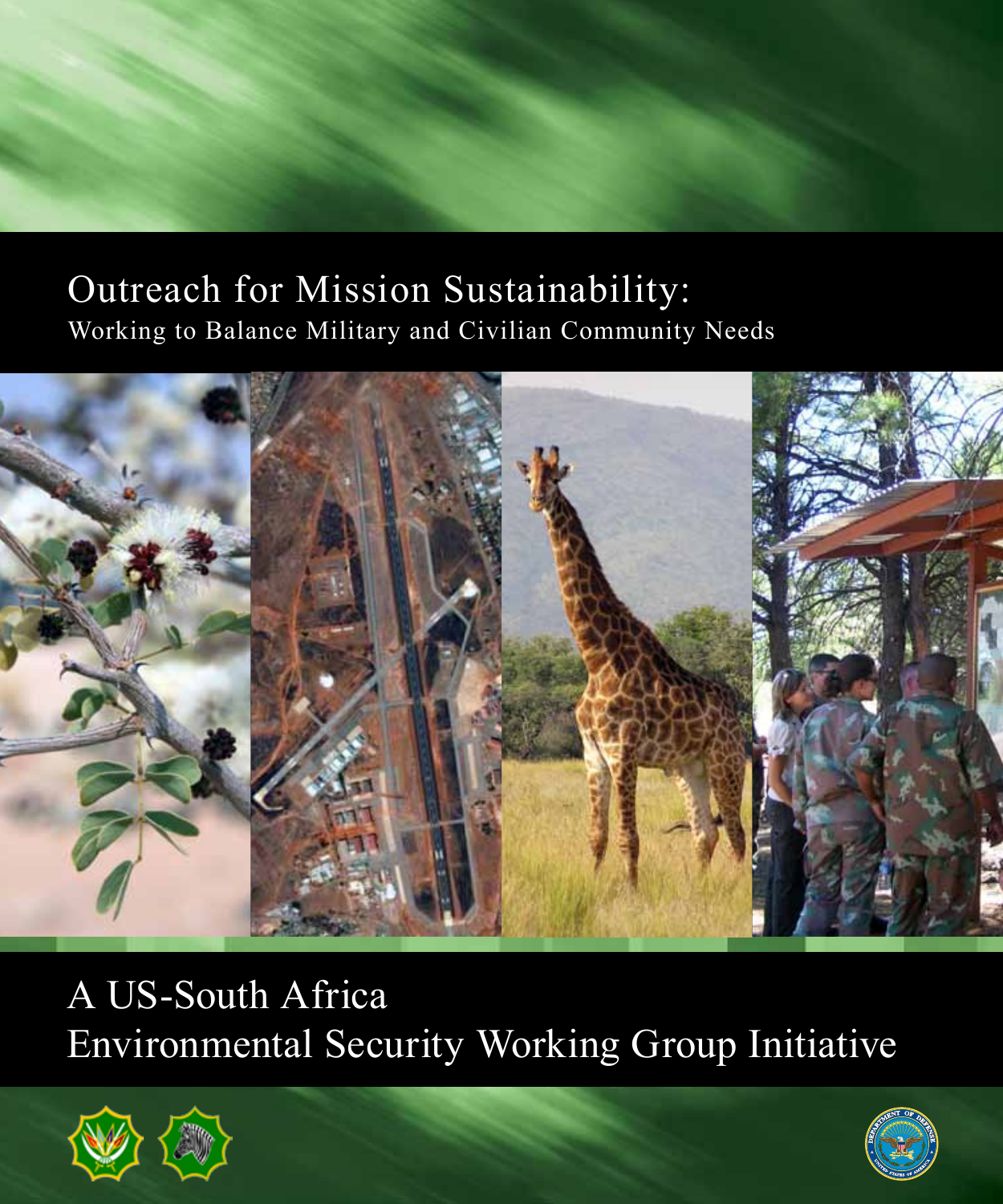# Outreach for Mission Sustainability:

## Working to Balance Military and Civilian Community Needs

# A US-South Africa Environmental Security Working Group Initiative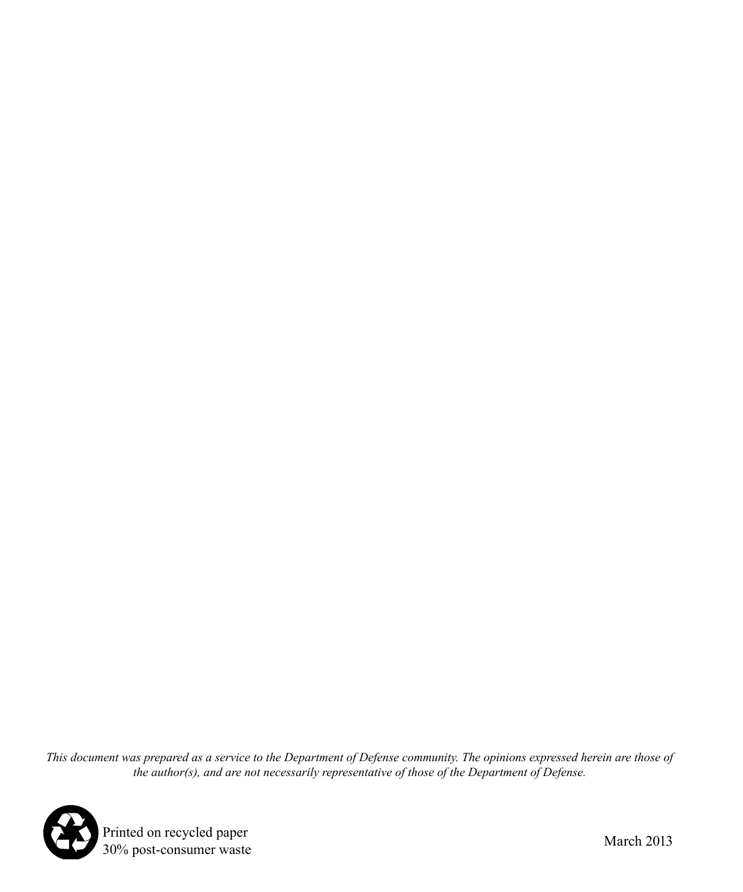*This document was prepared as a service to the Department of Defense community. The opinions expressed herein are those of the author(s), and are not necessarily representative of those of the Department of Defense.*

Printed on recycled paper
30% post-consumer waste

March 2013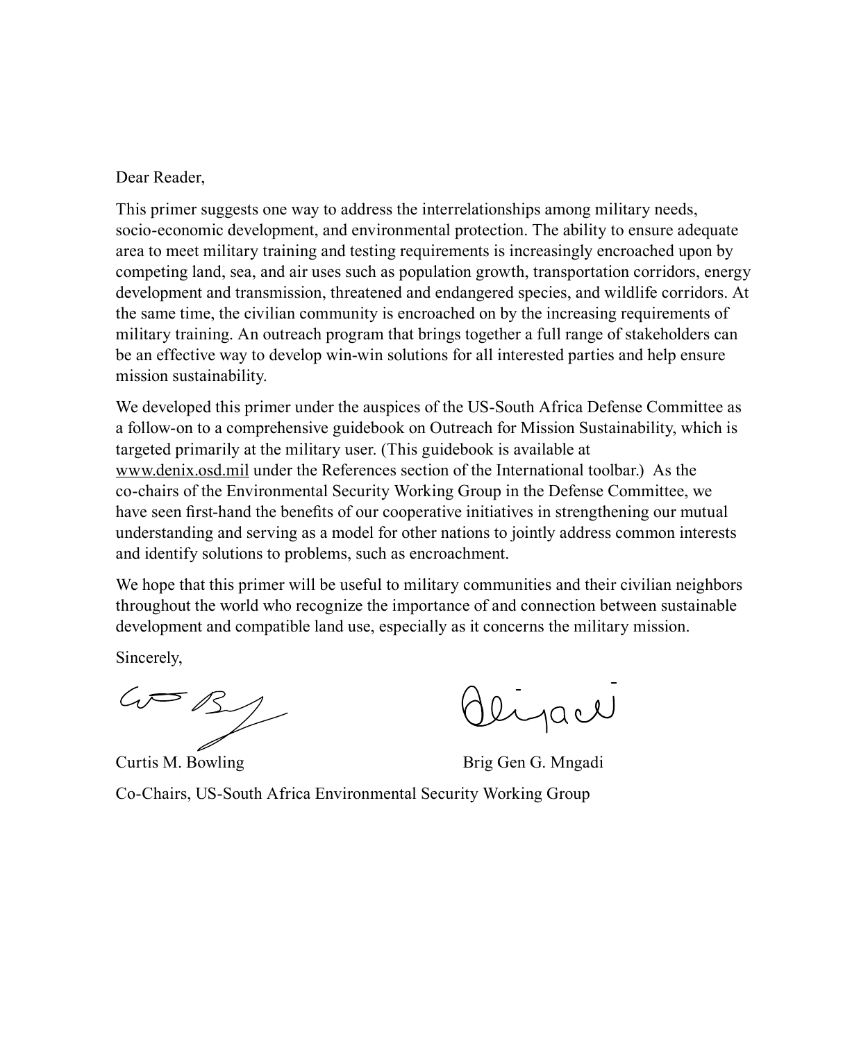Dear Reader,

This primer suggests one way to address the interrelationships among military needs, socio-economic development, and environmental protection. The ability to ensure adequate area to meet military training and testing requirements is increasingly encroached upon by competing land, sea, and air uses such as population growth, transportation corridors, energy development and transmission, threatened and endangered species, and wildlife corridors. At the same time, the civilian community is encroached on by the increasing requirements of military training. An outreach program that brings together a full range of stakeholders can be an effective way to develop win-win solutions for all interested parties and help ensure mission sustainability.

We developed this primer under the auspices of the US-South Africa Defense Committee as a follow-on to a comprehensive guidebook on Outreach for Mission Sustainability, which is targeted primarily at the military user. (This guidebook is available at www.denix.osd.mil under the References section of the International toolbar.) As the co-chairs of the Environmental Security Working Group in the Defense Committee, we have seen first-hand the benefits of our cooperative initiatives in strengthening our mutual understanding and serving as a model for other nations to jointly address common interests and identify solutions to problems, such as encroachment.

We hope that this primer will be useful to military communities and their civilian neighbors throughout the world who recognize the importance of and connection between sustainable development and compatible land use, especially as it concerns the military mission.

Sincerely,

Curtis M. Bowling

Brig Gen G. Mngadi

Co-Chairs, US-South Africa Environmental Security Working Group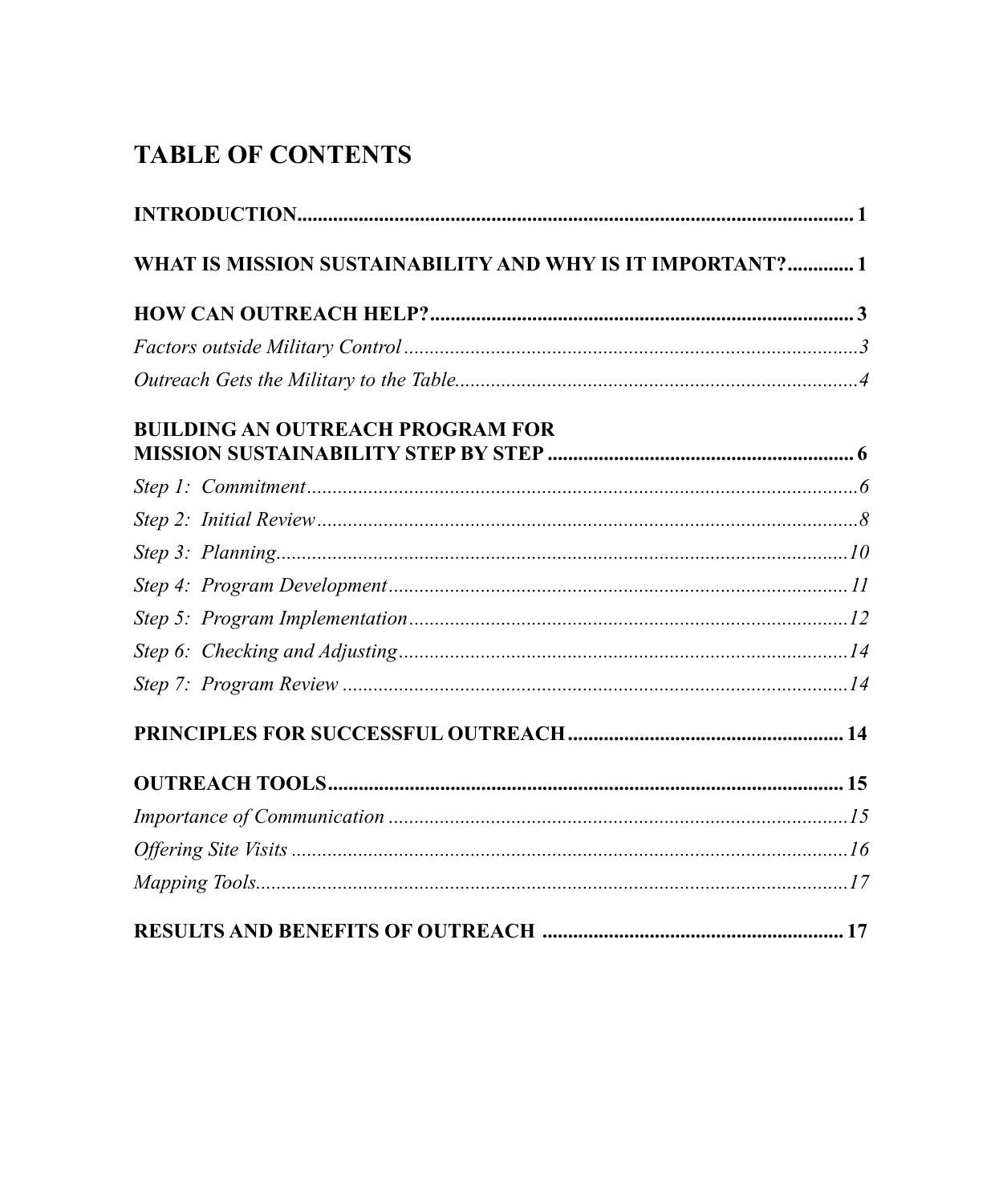# TABLE OF CONTENTS

**INTRODUCTION** .......... **1**

**WHAT IS MISSION SUSTAINABILITY AND WHY IS IT IMPORTANT?** .......... **1**

**HOW CAN OUTREACH HELP?** .......... **3**

*Factors outside Military Control* .......... *3*

*Outreach Gets the Military to the Table* .......... *4*

**BUILDING AN OUTREACH PROGRAM FOR MISSION SUSTAINABILITY STEP BY STEP** .......... **6**

*Step 1: Commitment* .......... *6*

*Step 2: Initial Review* .......... *8*

*Step 3: Planning* .......... *10*

*Step 4: Program Development* .......... *11*

*Step 5: Program Implementation* .......... *12*

*Step 6: Checking and Adjusting* .......... *14*

*Step 7: Program Review* .......... *14*

**PRINCIPLES FOR SUCCESSFUL OUTREACH** .......... **14**

**OUTREACH TOOLS** .......... **15**

*Importance of Communication* .......... *15*

*Offering Site Visits* .......... *16*

*Mapping Tools* .......... *17*

**RESULTS AND BENEFITS OF OUTREACH** .......... **17**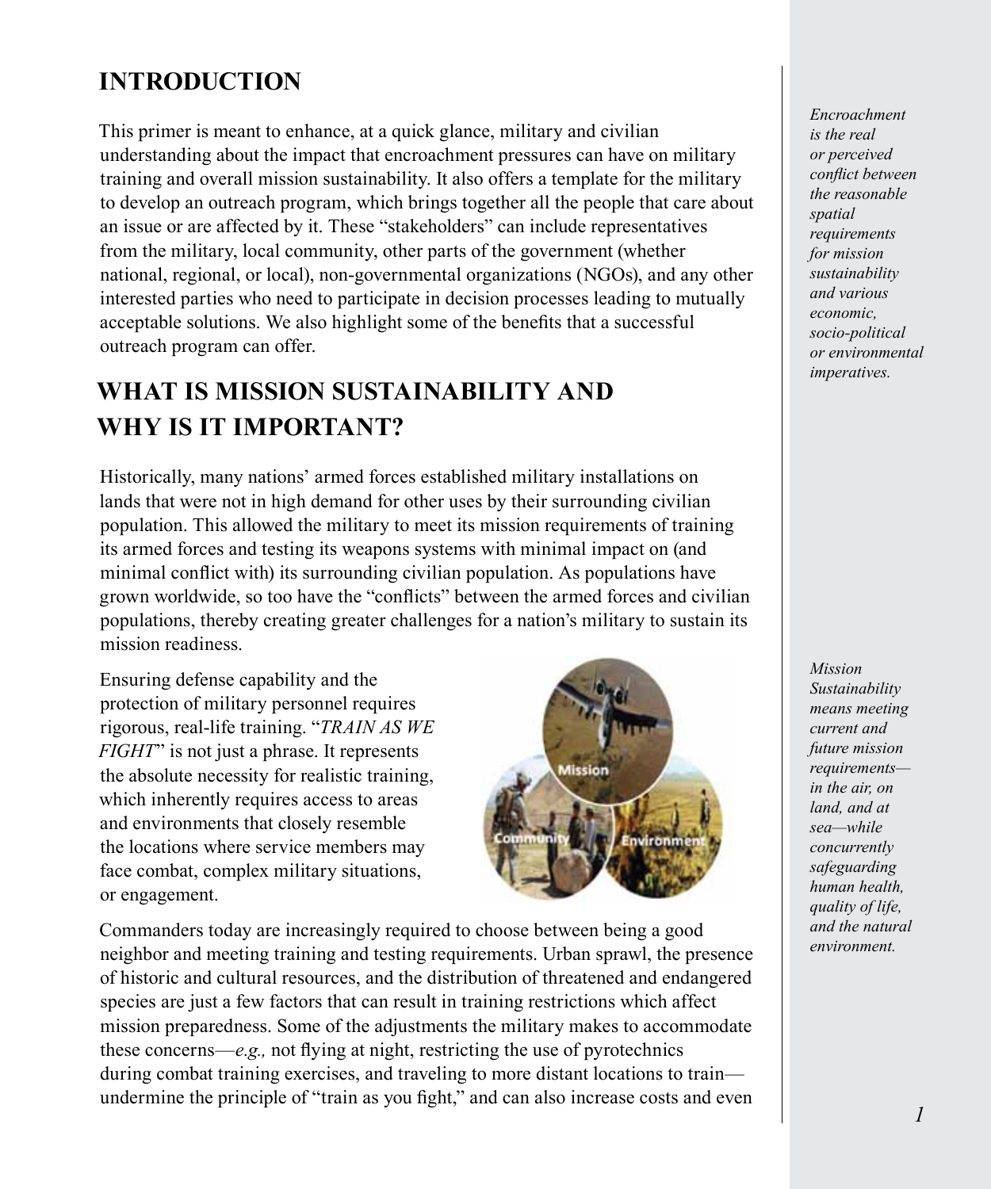## INTRODUCTION

This primer is meant to enhance, at a quick glance, military and civilian understanding about the impact that encroachment pressures can have on military training and overall mission sustainability. It also offers a template for the military to develop an outreach program, which brings together all the people that care about an issue or are affected by it. These "stakeholders" can include representatives from the military, local community, other parts of the government (whether national, regional, or local), non-governmental organizations (NGOs), and any other interested parties who need to participate in decision processes leading to mutually acceptable solutions. We also highlight some of the benefits that a successful outreach program can offer.

*Encroachment is the real or perceived conflict between the reasonable spatial requirements for mission sustainability and various economic, socio-political or environmental imperatives.*

## WHAT IS MISSION SUSTAINABILITY AND WHY IS IT IMPORTANT?

Historically, many nations' armed forces established military installations on lands that were not in high demand for other uses by their surrounding civilian population. This allowed the military to meet its mission requirements of training its armed forces and testing its weapons systems with minimal impact on (and minimal conflict with) its surrounding civilian population. As populations have grown worldwide, so too have the "conflicts" between the armed forces and civilian populations, thereby creating greater challenges for a nation's military to sustain its mission readiness.

*Mission Sustainability means meeting current and future mission requirements—in the air, on land, and at sea—while concurrently safeguarding human health, quality of life, and the natural environment.*

Ensuring defense capability and the protection of military personnel requires rigorous, real-life training. "*TRAIN AS WE FIGHT*" is not just a phrase. It represents the absolute necessity for realistic training, which inherently requires access to areas and environments that closely resemble the locations where service members may face combat, complex military situations, or engagement.

Commanders today are increasingly required to choose between being a good neighbor and meeting training and testing requirements. Urban sprawl, the presence of historic and cultural resources, and the distribution of threatened and endangered species are just a few factors that can result in training restrictions which affect mission preparedness. Some of the adjustments the military makes to accommodate these concerns—*e.g.,* not flying at night, restricting the use of pyrotechnics during combat training exercises, and traveling to more distant locations to train—undermine the principle of "train as you fight," and can also increase costs and even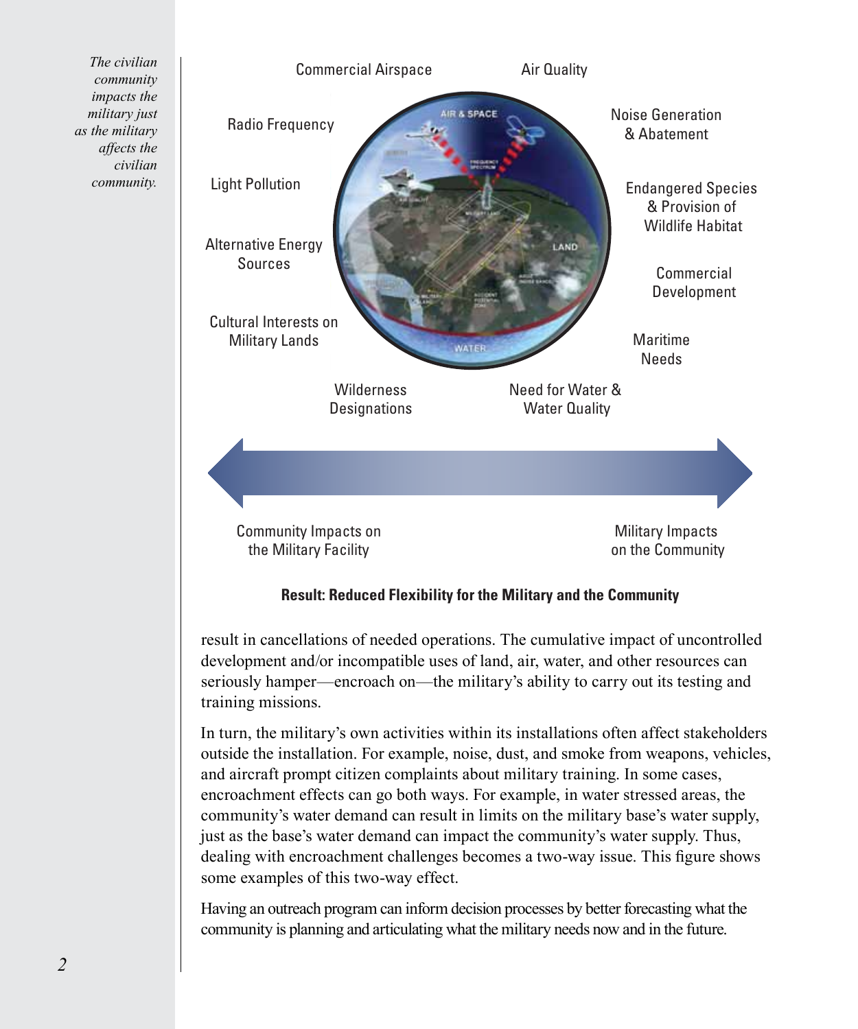*The civilian community impacts the military just as the military affects the civilian community.*

Commercial Airspace

Air Quality

Radio Frequency

Noise Generation & Abatement

Light Pollution

Endangered Species & Provision of Wildlife Habitat

Alternative Energy Sources

Commercial Development

Cultural Interests on Military Lands

Maritime Needs

Wilderness Designations

Need for Water & Water Quality

Community Impacts on the Military Facility

Military Impacts on the Community

**Result: Reduced Flexibility for the Military and the Community**

result in cancellations of needed operations. The cumulative impact of uncontrolled development and/or incompatible uses of land, air, water, and other resources can seriously hamper—encroach on—the military's ability to carry out its testing and training missions.

In turn, the military's own activities within its installations often affect stakeholders outside the installation. For example, noise, dust, and smoke from weapons, vehicles, and aircraft prompt citizen complaints about military training. In some cases, encroachment effects can go both ways. For example, in water stressed areas, the community's water demand can result in limits on the military base's water supply, just as the base's water demand can impact the community's water supply. Thus, dealing with encroachment challenges becomes a two-way issue. This figure shows some examples of this two-way effect.

Having an outreach program can inform decision processes by better forecasting what the community is planning and articulating what the military needs now and in the future.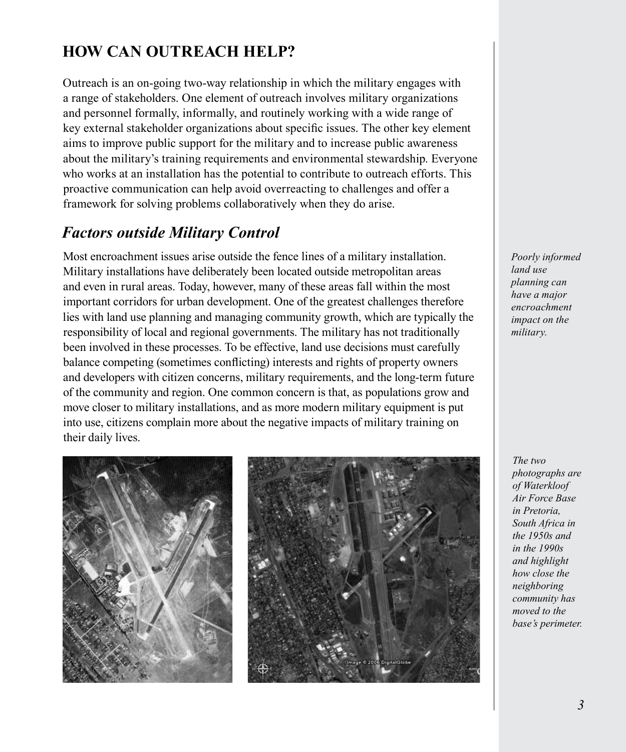## HOW CAN OUTREACH HELP?

Outreach is an on-going two-way relationship in which the military engages with a range of stakeholders. One element of outreach involves military organizations and personnel formally, informally, and routinely working with a wide range of key external stakeholder organizations about specific issues. The other key element aims to improve public support for the military and to increase public awareness about the military's training requirements and environmental stewardship. Everyone who works at an installation has the potential to contribute to outreach efforts. This proactive communication can help avoid overreacting to challenges and offer a framework for solving problems collaboratively when they do arise.

### *Factors outside Military Control*

Most encroachment issues arise outside the fence lines of a military installation. Military installations have deliberately been located outside metropolitan areas and even in rural areas. Today, however, many of these areas fall within the most important corridors for urban development. One of the greatest challenges therefore lies with land use planning and managing community growth, which are typically the responsibility of local and regional governments. The military has not traditionally been involved in these processes. To be effective, land use decisions must carefully balance competing (sometimes conflicting) interests and rights of property owners and developers with citizen concerns, military requirements, and the long-term future of the community and region. One common concern is that, as populations grow and move closer to military installations, and as more modern military equipment is put into use, citizens complain more about the negative impacts of military training on their daily lives.

*Poorly informed land use planning can have a major encroachment impact on the military.*

*The two photographs are of Waterkloof Air Force Base in Pretoria, South Africa in the 1950s and in the 1990s and highlight how close the neighboring community has moved to the base's perimeter.*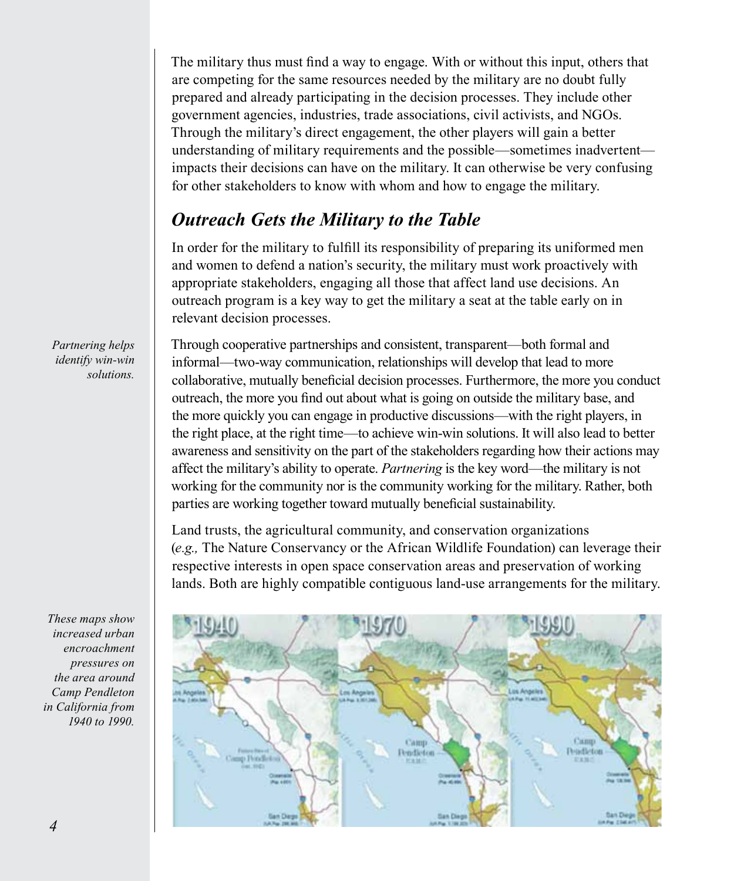The military thus must find a way to engage. With or without this input, others that are competing for the same resources needed by the military are no doubt fully prepared and already participating in the decision processes. They include other government agencies, industries, trade associations, civil activists, and NGOs. Through the military's direct engagement, the other players will gain a better understanding of military requirements and the possible—sometimes inadvertent—impacts their decisions can have on the military. It can otherwise be very confusing for other stakeholders to know with whom and how to engage the military.

## *Outreach Gets the Military to the Table*

In order for the military to fulfill its responsibility of preparing its uniformed men and women to defend a nation's security, the military must work proactively with appropriate stakeholders, engaging all those that affect land use decisions. An outreach program is a key way to get the military a seat at the table early on in relevant decision processes.

*Partnering helps identify win-win solutions.*

Through cooperative partnerships and consistent, transparent—both formal and informal—two-way communication, relationships will develop that lead to more collaborative, mutually beneficial decision processes. Furthermore, the more you conduct outreach, the more you find out about what is going on outside the military base, and the more quickly you can engage in productive discussions—with the right players, in the right place, at the right time—to achieve win-win solutions. It will also lead to better awareness and sensitivity on the part of the stakeholders regarding how their actions may affect the military's ability to operate. *Partnering* is the key word—the military is not working for the community nor is the community working for the military. Rather, both parties are working together toward mutually beneficial sustainability.

Land trusts, the agricultural community, and conservation organizations (*e.g.,* The Nature Conservancy or the African Wildlife Foundation) can leverage their respective interests in open space conservation areas and preservation of working lands. Both are highly compatible contiguous land-use arrangements for the military.

*These maps show increased urban encroachment pressures on the area around Camp Pendleton in California from 1940 to 1990.*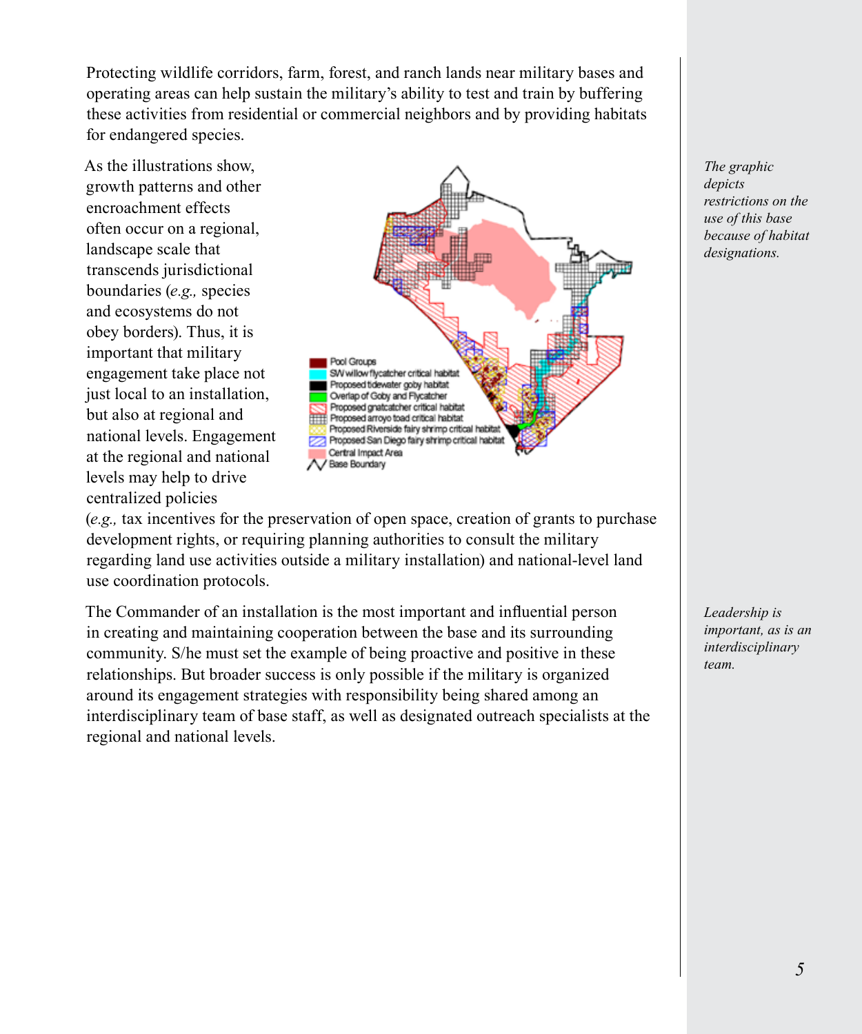Protecting wildlife corridors, farm, forest, and ranch lands near military bases and operating areas can help sustain the military's ability to test and train by buffering these activities from residential or commercial neighbors and by providing habitats for endangered species.

As the illustrations show, growth patterns and other encroachment effects often occur on a regional, landscape scale that transcends jurisdictional boundaries (*e.g.,* species and ecosystems do not obey borders). Thus, it is important that military engagement take place not just local to an installation, but also at regional and national levels. Engagement at the regional and national levels may help to drive centralized policies (*e.g.,* tax incentives for the preservation of open space, creation of grants to purchase development rights, or requiring planning authorities to consult the military regarding land use activities outside a military installation) and national-level land use coordination protocols.

*The graphic depicts restrictions on the use of this base because of habitat designations.*

The Commander of an installation is the most important and influential person in creating and maintaining cooperation between the base and its surrounding community. S/he must set the example of being proactive and positive in these relationships. But broader success is only possible if the military is organized around its engagement strategies with responsibility being shared among an interdisciplinary team of base staff, as well as designated outreach specialists at the regional and national levels.

*Leadership is important, as is an interdisciplinary team.*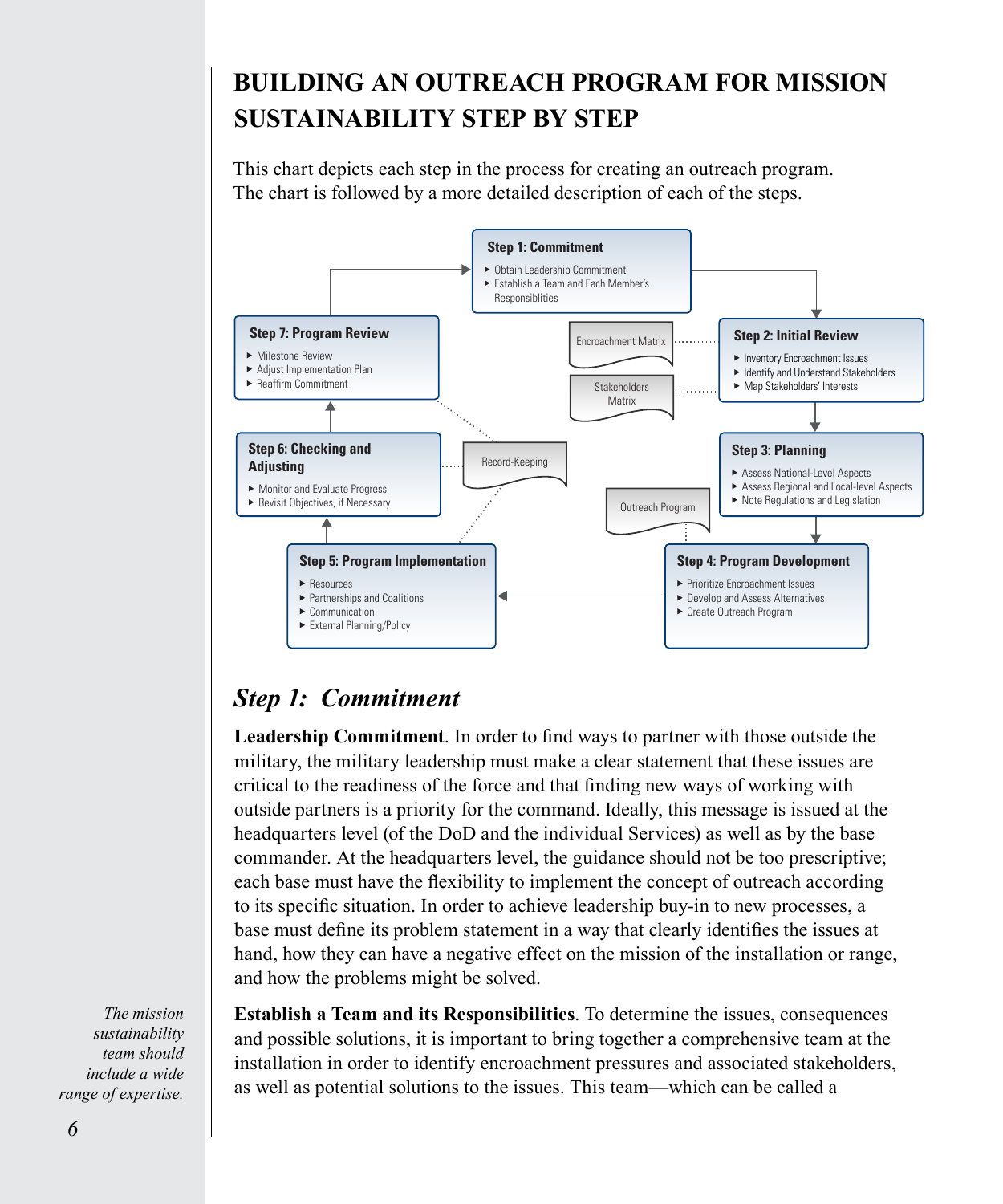# BUILDING AN OUTREACH PROGRAM FOR MISSION SUSTAINABILITY STEP BY STEP

This chart depicts each step in the process for creating an outreach program. The chart is followed by a more detailed description of each of the steps.

**Step 1: Commitment**
- Obtain Leadership Commitment
- Establish a Team and Each Member's Responsiblities

**Step 2: Initial Review**
- Inventory Encroachment Issues
- Identify and Understand Stakeholders
- Map Stakeholders' Interests

Encroachment Matrix

Stakeholders Matrix

**Step 3: Planning**
- Assess National-Level Aspects
- Assess Regional and Local-level Aspects
- Note Regulations and Legislation

**Step 4: Program Development**
- Prioritize Encroachment Issues
- Develop and Assess Alternatives
- Create Outreach Program

Outreach Program

**Step 5: Program Implementation**
- Resources
- Partnerships and Coalitions
- Communication
- External Planning/Policy

**Step 6: Checking and Adjusting**
- Monitor and Evaluate Progress
- Revisit Objectives, if Necessary

Record-Keeping

**Step 7: Program Review**
- Milestone Review
- Adjust Implementation Plan
- Reaffirm Commitment

## *Step 1: Commitment*

**Leadership Commitment**. In order to find ways to partner with those outside the military, the military leadership must make a clear statement that these issues are critical to the readiness of the force and that finding new ways of working with outside partners is a priority for the command. Ideally, this message is issued at the headquarters level (of the DoD and the individual Services) as well as by the base commander. At the headquarters level, the guidance should not be too prescriptive; each base must have the flexibility to implement the concept of outreach according to its specific situation. In order to achieve leadership buy-in to new processes, a base must define its problem statement in a way that clearly identifies the issues at hand, how they can have a negative effect on the mission of the installation or range, and how the problems might be solved.

*The mission sustainability team should include a wide range of expertise.*

**Establish a Team and its Responsibilities**. To determine the issues, consequences and possible solutions, it is important to bring together a comprehensive team at the installation in order to identify encroachment pressures and associated stakeholders, as well as potential solutions to the issues. This team—which can be called a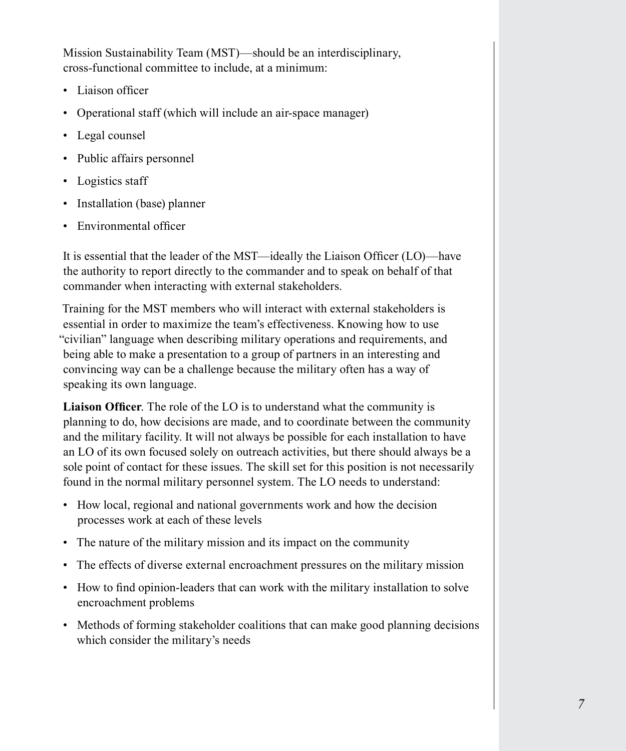Mission Sustainability Team (MST)—should be an interdisciplinary, cross-functional committee to include, at a minimum:

- Liaison officer
- Operational staff (which will include an air-space manager)
- Legal counsel
- Public affairs personnel
- Logistics staff
- Installation (base) planner
- Environmental officer

It is essential that the leader of the MST—ideally the Liaison Officer (LO)—have the authority to report directly to the commander and to speak on behalf of that commander when interacting with external stakeholders.

Training for the MST members who will interact with external stakeholders is essential in order to maximize the team's effectiveness. Knowing how to use "civilian" language when describing military operations and requirements, and being able to make a presentation to a group of partners in an interesting and convincing way can be a challenge because the military often has a way of speaking its own language.

**Liaison Officer**. The role of the LO is to understand what the community is planning to do, how decisions are made, and to coordinate between the community and the military facility. It will not always be possible for each installation to have an LO of its own focused solely on outreach activities, but there should always be a sole point of contact for these issues. The skill set for this position is not necessarily found in the normal military personnel system. The LO needs to understand:

- How local, regional and national governments work and how the decision processes work at each of these levels
- The nature of the military mission and its impact on the community
- The effects of diverse external encroachment pressures on the military mission
- How to find opinion-leaders that can work with the military installation to solve encroachment problems
- Methods of forming stakeholder coalitions that can make good planning decisions which consider the military's needs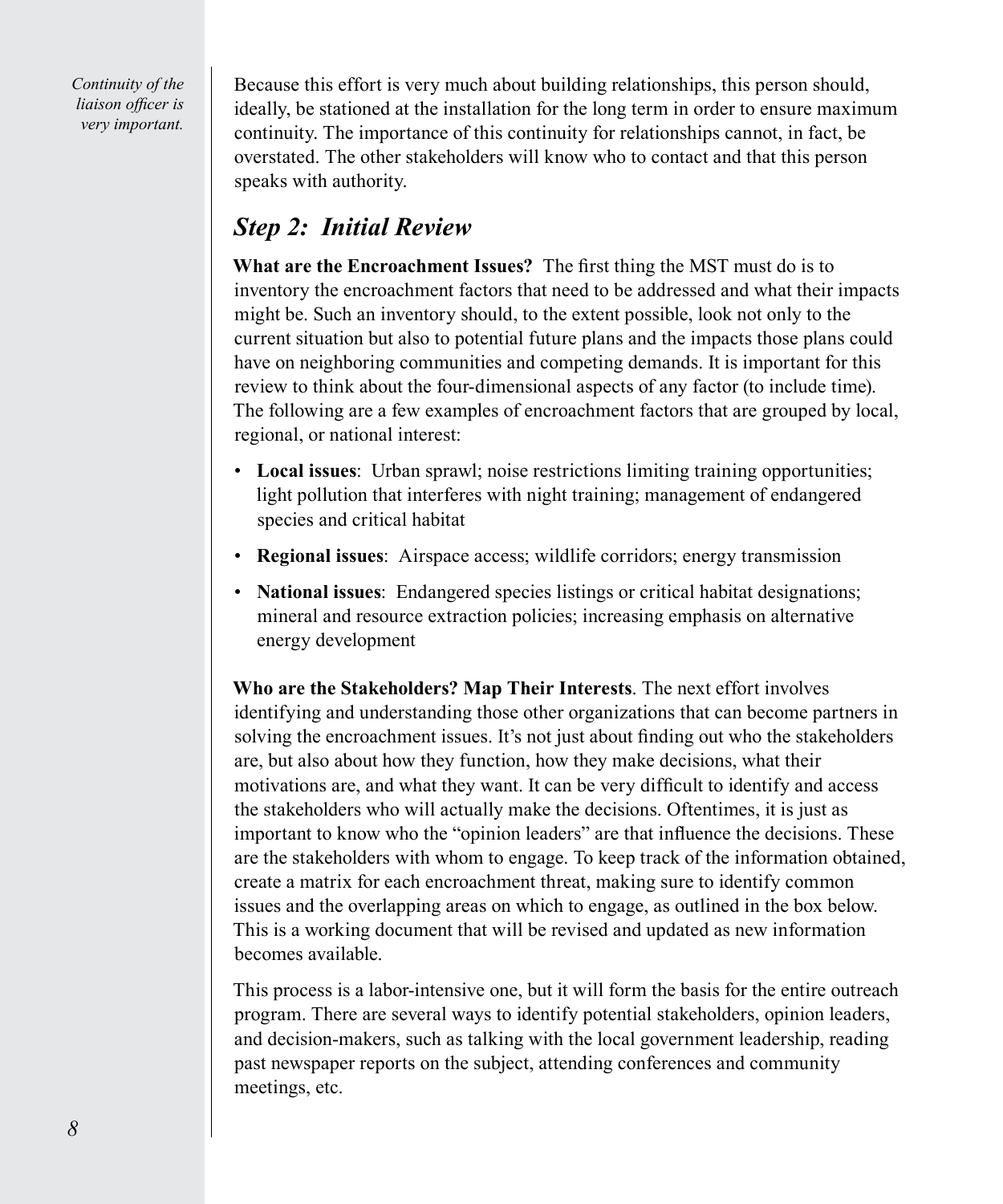*Continuity of the liaison officer is very important.*

Because this effort is very much about building relationships, this person should, ideally, be stationed at the installation for the long term in order to ensure maximum continuity. The importance of this continuity for relationships cannot, in fact, be overstated. The other stakeholders will know who to contact and that this person speaks with authority.

## *Step 2: Initial Review*

**What are the Encroachment Issues?** The first thing the MST must do is to inventory the encroachment factors that need to be addressed and what their impacts might be. Such an inventory should, to the extent possible, look not only to the current situation but also to potential future plans and the impacts those plans could have on neighboring communities and competing demands. It is important for this review to think about the four-dimensional aspects of any factor (to include time). The following are a few examples of encroachment factors that are grouped by local, regional, or national interest:

- **Local issues**: Urban sprawl; noise restrictions limiting training opportunities; light pollution that interferes with night training; management of endangered species and critical habitat
- **Regional issues**: Airspace access; wildlife corridors; energy transmission
- **National issues**: Endangered species listings or critical habitat designations; mineral and resource extraction policies; increasing emphasis on alternative energy development

**Who are the Stakeholders? Map Their Interests**. The next effort involves identifying and understanding those other organizations that can become partners in solving the encroachment issues. It's not just about finding out who the stakeholders are, but also about how they function, how they make decisions, what their motivations are, and what they want. It can be very difficult to identify and access the stakeholders who will actually make the decisions. Oftentimes, it is just as important to know who the "opinion leaders" are that influence the decisions. These are the stakeholders with whom to engage. To keep track of the information obtained, create a matrix for each encroachment threat, making sure to identify common issues and the overlapping areas on which to engage, as outlined in the box below. This is a working document that will be revised and updated as new information becomes available.

This process is a labor-intensive one, but it will form the basis for the entire outreach program. There are several ways to identify potential stakeholders, opinion leaders, and decision-makers, such as talking with the local government leadership, reading past newspaper reports on the subject, attending conferences and community meetings, etc.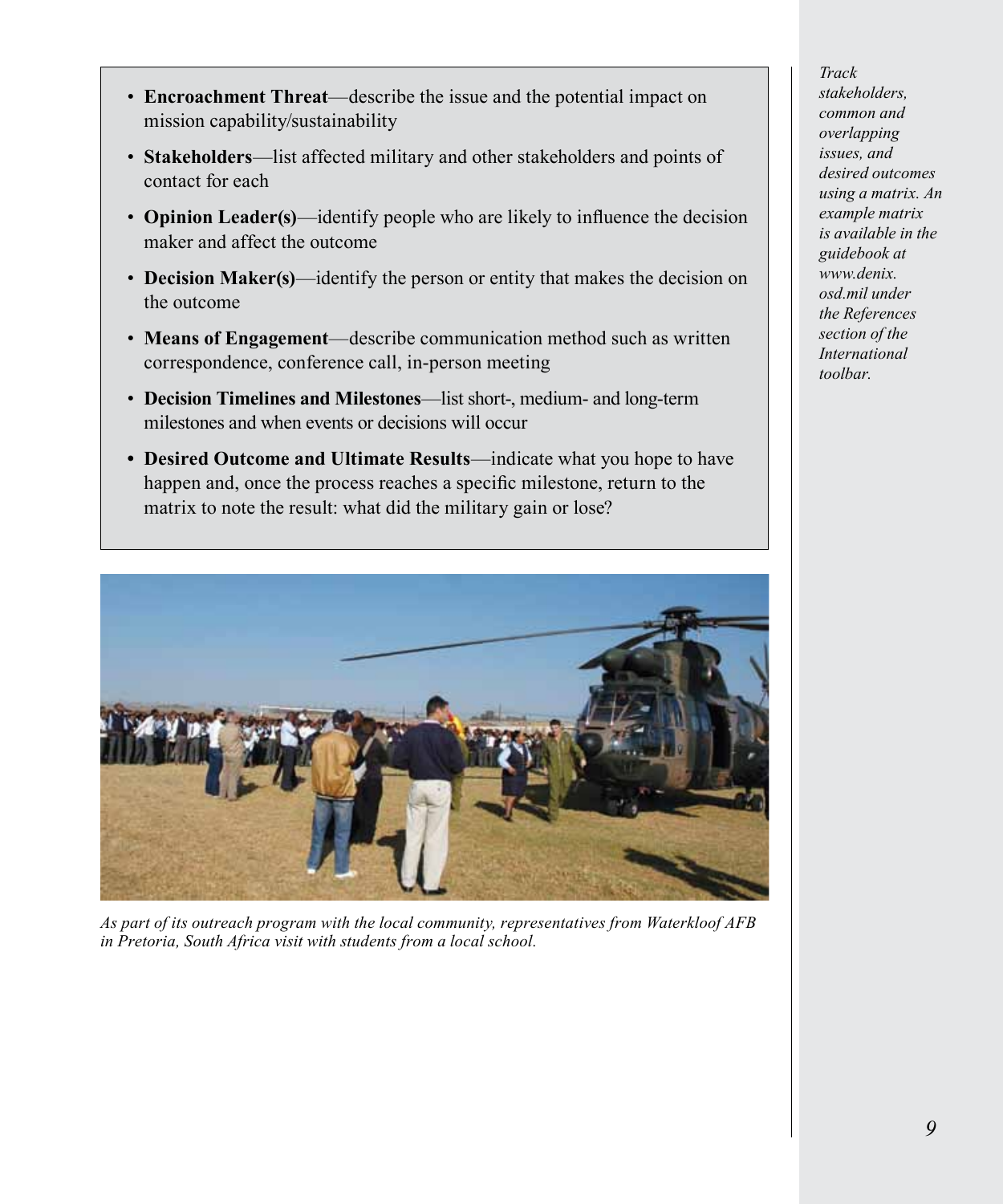- **Encroachment Threat**—describe the issue and the potential impact on mission capability/sustainability
- **Stakeholders**—list affected military and other stakeholders and points of contact for each
- **Opinion Leader(s)**—identify people who are likely to influence the decision maker and affect the outcome
- **Decision Maker(s)**—identify the person or entity that makes the decision on the outcome
- **Means of Engagement**—describe communication method such as written correspondence, conference call, in-person meeting
- **Decision Timelines and Milestones**—list short-, medium- and long-term milestones and when events or decisions will occur
- **Desired Outcome and Ultimate Results**—indicate what you hope to have happen and, once the process reaches a specific milestone, return to the matrix to note the result: what did the military gain or lose?

*As part of its outreach program with the local community, representatives from Waterkloof AFB in Pretoria, South Africa visit with students from a local school.*

*Track stakeholders, common and overlapping issues, and desired outcomes using a matrix. An example matrix is available in the guidebook at www.denix.osd.mil under the References section of the International toolbar.*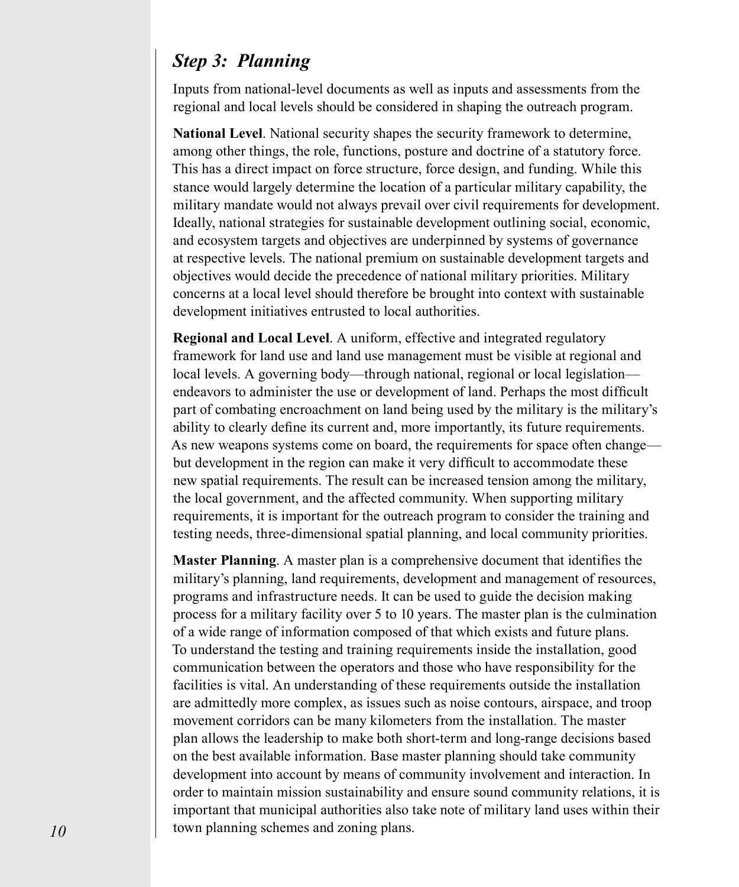## *Step 3: Planning*

Inputs from national-level documents as well as inputs and assessments from the regional and local levels should be considered in shaping the outreach program.

**National Level**. National security shapes the security framework to determine, among other things, the role, functions, posture and doctrine of a statutory force. This has a direct impact on force structure, force design, and funding. While this stance would largely determine the location of a particular military capability, the military mandate would not always prevail over civil requirements for development. Ideally, national strategies for sustainable development outlining social, economic, and ecosystem targets and objectives are underpinned by systems of governance at respective levels. The national premium on sustainable development targets and objectives would decide the precedence of national military priorities. Military concerns at a local level should therefore be brought into context with sustainable development initiatives entrusted to local authorities.

**Regional and Local Level**. A uniform, effective and integrated regulatory framework for land use and land use management must be visible at regional and local levels. A governing body—through national, regional or local legislation—endeavors to administer the use or development of land. Perhaps the most difficult part of combating encroachment on land being used by the military is the military's ability to clearly define its current and, more importantly, its future requirements. As new weapons systems come on board, the requirements for space often change—but development in the region can make it very difficult to accommodate these new spatial requirements. The result can be increased tension among the military, the local government, and the affected community. When supporting military requirements, it is important for the outreach program to consider the training and testing needs, three-dimensional spatial planning, and local community priorities.

**Master Planning**. A master plan is a comprehensive document that identifies the military's planning, land requirements, development and management of resources, programs and infrastructure needs. It can be used to guide the decision making process for a military facility over 5 to 10 years. The master plan is the culmination of a wide range of information composed of that which exists and future plans. To understand the testing and training requirements inside the installation, good communication between the operators and those who have responsibility for the facilities is vital. An understanding of these requirements outside the installation are admittedly more complex, as issues such as noise contours, airspace, and troop movement corridors can be many kilometers from the installation. The master plan allows the leadership to make both short-term and long-range decisions based on the best available information. Base master planning should take community development into account by means of community involvement and interaction. In order to maintain mission sustainability and ensure sound community relations, it is important that municipal authorities also take note of military land uses within their town planning schemes and zoning plans.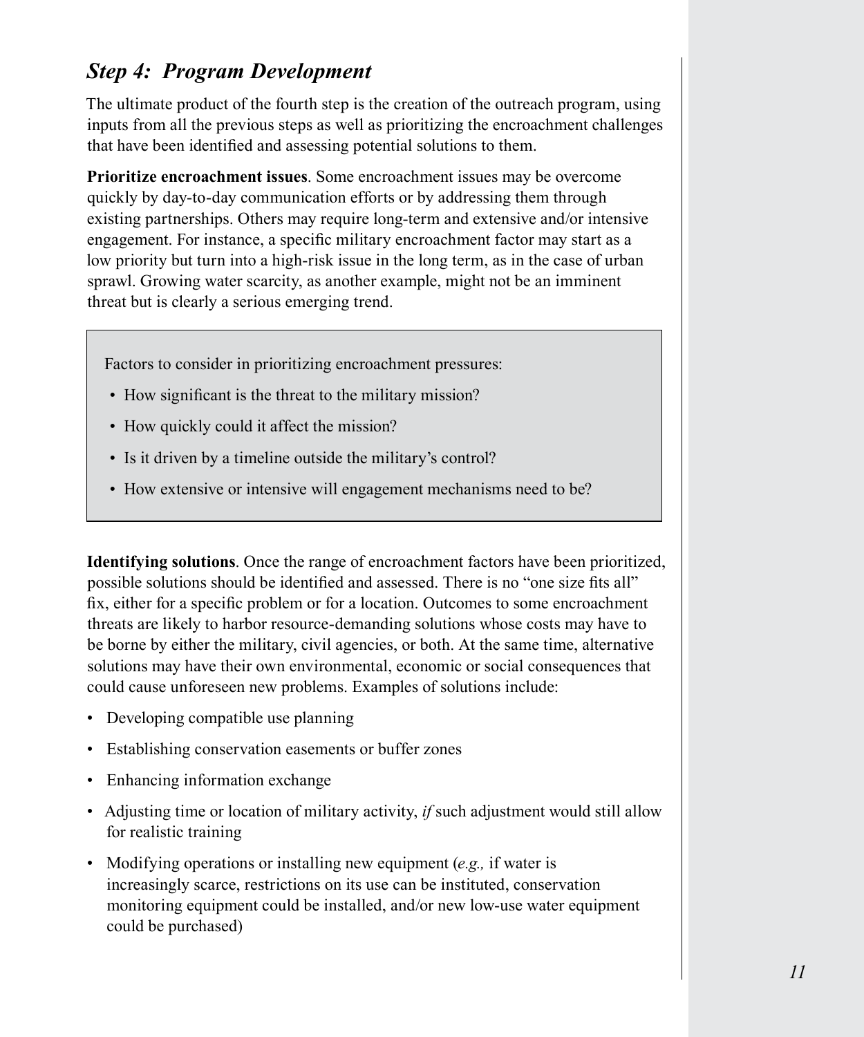## *Step 4: Program Development*

The ultimate product of the fourth step is the creation of the outreach program, using inputs from all the previous steps as well as prioritizing the encroachment challenges that have been identified and assessing potential solutions to them.

**Prioritize encroachment issues**. Some encroachment issues may be overcome quickly by day-to-day communication efforts or by addressing them through existing partnerships. Others may require long-term and extensive and/or intensive engagement. For instance, a specific military encroachment factor may start as a low priority but turn into a high-risk issue in the long term, as in the case of urban sprawl. Growing water scarcity, as another example, might not be an imminent threat but is clearly a serious emerging trend.

> Factors to consider in prioritizing encroachment pressures:
>
> - How significant is the threat to the military mission?
> - How quickly could it affect the mission?
> - Is it driven by a timeline outside the military's control?
> - How extensive or intensive will engagement mechanisms need to be?

**Identifying solutions**. Once the range of encroachment factors have been prioritized, possible solutions should be identified and assessed. There is no "one size fits all" fix, either for a specific problem or for a location. Outcomes to some encroachment threats are likely to harbor resource-demanding solutions whose costs may have to be borne by either the military, civil agencies, or both. At the same time, alternative solutions may have their own environmental, economic or social consequences that could cause unforeseen new problems. Examples of solutions include:

- Developing compatible use planning
- Establishing conservation easements or buffer zones
- Enhancing information exchange
- Adjusting time or location of military activity, *if* such adjustment would still allow for realistic training
- Modifying operations or installing new equipment (*e.g.,* if water is increasingly scarce, restrictions on its use can be instituted, conservation monitoring equipment could be installed, and/or new low-use water equipment could be purchased)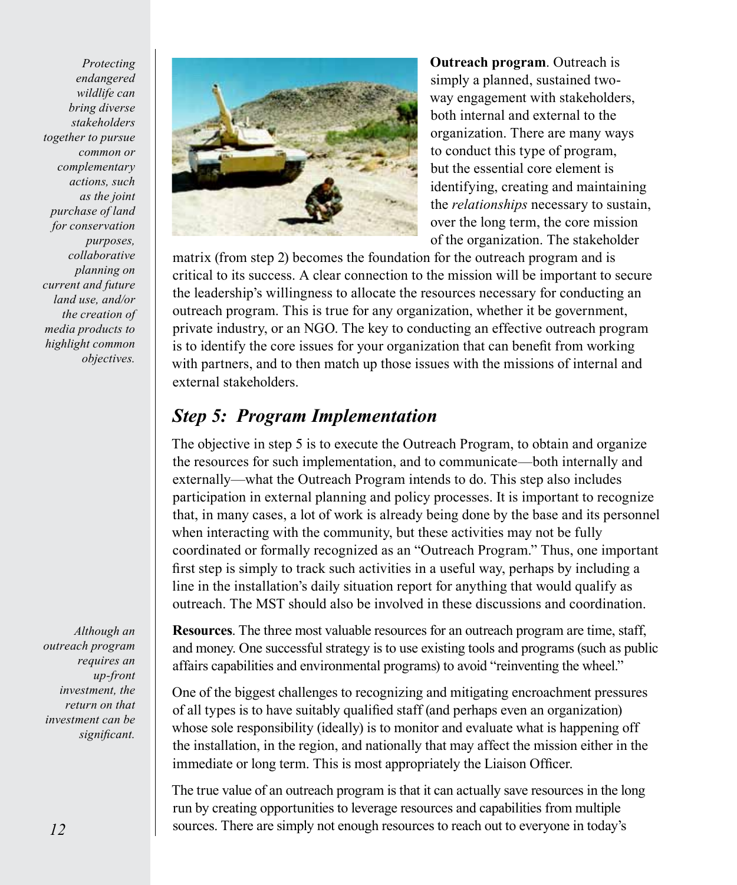*Protecting endangered wildlife can bring diverse stakeholders together to pursue common or complementary actions, such as the joint purchase of land for conservation purposes, collaborative planning on current and future land use, and/or the creation of media products to highlight common objectives.*

**Outreach program**. Outreach is simply a planned, sustained two-way engagement with stakeholders, both internal and external to the organization. There are many ways to conduct this type of program, but the essential core element is identifying, creating and maintaining the *relationships* necessary to sustain, over the long term, the core mission of the organization. The stakeholder matrix (from step 2) becomes the foundation for the outreach program and is critical to its success. A clear connection to the mission will be important to secure the leadership's willingness to allocate the resources necessary for conducting an outreach program. This is true for any organization, whether it be government, private industry, or an NGO. The key to conducting an effective outreach program is to identify the core issues for your organization that can benefit from working with partners, and to then match up those issues with the missions of internal and external stakeholders.

## *Step 5: Program Implementation*

The objective in step 5 is to execute the Outreach Program, to obtain and organize the resources for such implementation, and to communicate—both internally and externally—what the Outreach Program intends to do. This step also includes participation in external planning and policy processes. It is important to recognize that, in many cases, a lot of work is already being done by the base and its personnel when interacting with the community, but these activities may not be fully coordinated or formally recognized as an "Outreach Program." Thus, one important first step is simply to track such activities in a useful way, perhaps by including a line in the installation's daily situation report for anything that would qualify as outreach. The MST should also be involved in these discussions and coordination.

*Although an outreach program requires an up-front investment, the return on that investment can be significant.*

**Resources**. The three most valuable resources for an outreach program are time, staff, and money. One successful strategy is to use existing tools and programs (such as public affairs capabilities and environmental programs) to avoid "reinventing the wheel."

One of the biggest challenges to recognizing and mitigating encroachment pressures of all types is to have suitably qualified staff (and perhaps even an organization) whose sole responsibility (ideally) is to monitor and evaluate what is happening off the installation, in the region, and nationally that may affect the mission either in the immediate or long term. This is most appropriately the Liaison Officer.

The true value of an outreach program is that it can actually save resources in the long run by creating opportunities to leverage resources and capabilities from multiple sources. There are simply not enough resources to reach out to everyone in today's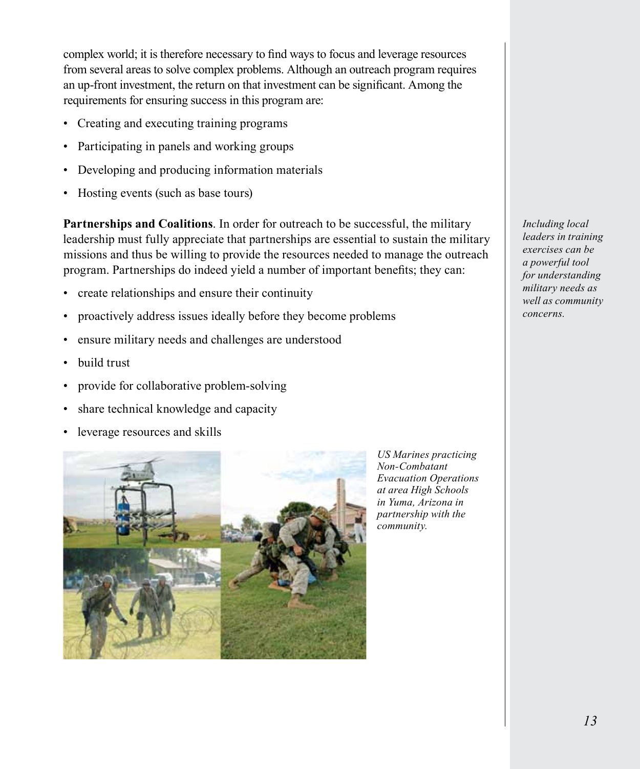complex world; it is therefore necessary to find ways to focus and leverage resources from several areas to solve complex problems. Although an outreach program requires an up-front investment, the return on that investment can be significant. Among the requirements for ensuring success in this program are:

- Creating and executing training programs
- Participating in panels and working groups
- Developing and producing information materials
- Hosting events (such as base tours)

**Partnerships and Coalitions**. In order for outreach to be successful, the military leadership must fully appreciate that partnerships are essential to sustain the military missions and thus be willing to provide the resources needed to manage the outreach program. Partnerships do indeed yield a number of important benefits; they can:

- create relationships and ensure their continuity
- proactively address issues ideally before they become problems
- ensure military needs and challenges are understood
- build trust
- provide for collaborative problem-solving
- share technical knowledge and capacity
- leverage resources and skills

*US Marines practicing Non-Combatant Evacuation Operations at area High Schools in Yuma, Arizona in partnership with the community.*

*Including local leaders in training exercises can be a powerful tool for understanding military needs as well as community concerns.*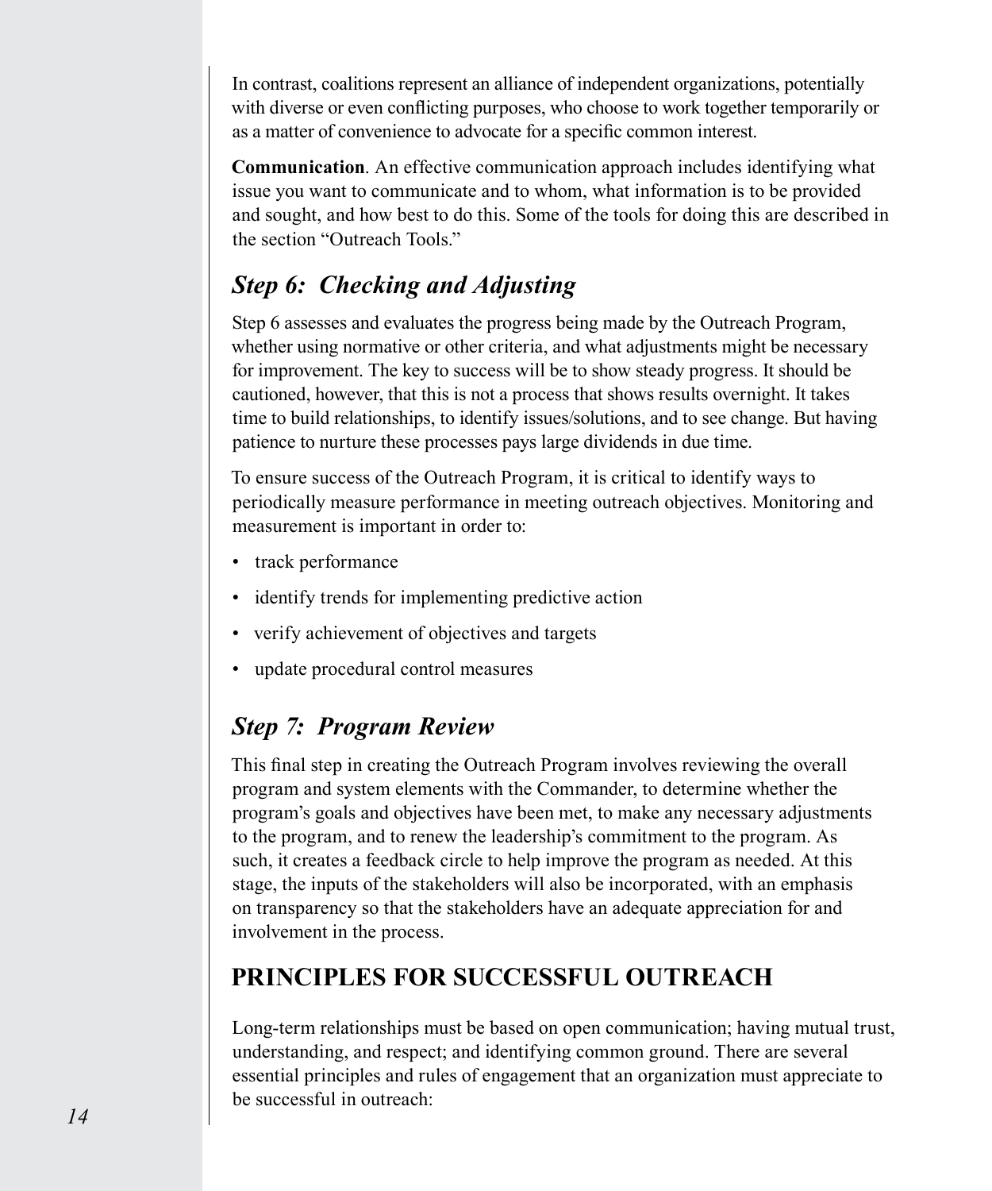In contrast, coalitions represent an alliance of independent organizations, potentially with diverse or even conflicting purposes, who choose to work together temporarily or as a matter of convenience to advocate for a specific common interest.

**Communication**. An effective communication approach includes identifying what issue you want to communicate and to whom, what information is to be provided and sought, and how best to do this. Some of the tools for doing this are described in the section "Outreach Tools."

## *Step 6: Checking and Adjusting*

Step 6 assesses and evaluates the progress being made by the Outreach Program, whether using normative or other criteria, and what adjustments might be necessary for improvement. The key to success will be to show steady progress. It should be cautioned, however, that this is not a process that shows results overnight. It takes time to build relationships, to identify issues/solutions, and to see change. But having patience to nurture these processes pays large dividends in due time.

To ensure success of the Outreach Program, it is critical to identify ways to periodically measure performance in meeting outreach objectives. Monitoring and measurement is important in order to:

- track performance
- identify trends for implementing predictive action
- verify achievement of objectives and targets
- update procedural control measures

## *Step 7: Program Review*

This final step in creating the Outreach Program involves reviewing the overall program and system elements with the Commander, to determine whether the program's goals and objectives have been met, to make any necessary adjustments to the program, and to renew the leadership's commitment to the program. As such, it creates a feedback circle to help improve the program as needed. At this stage, the inputs of the stakeholders will also be incorporated, with an emphasis on transparency so that the stakeholders have an adequate appreciation for and involvement in the process.

# PRINCIPLES FOR SUCCESSFUL OUTREACH

Long-term relationships must be based on open communication; having mutual trust, understanding, and respect; and identifying common ground. There are several essential principles and rules of engagement that an organization must appreciate to be successful in outreach: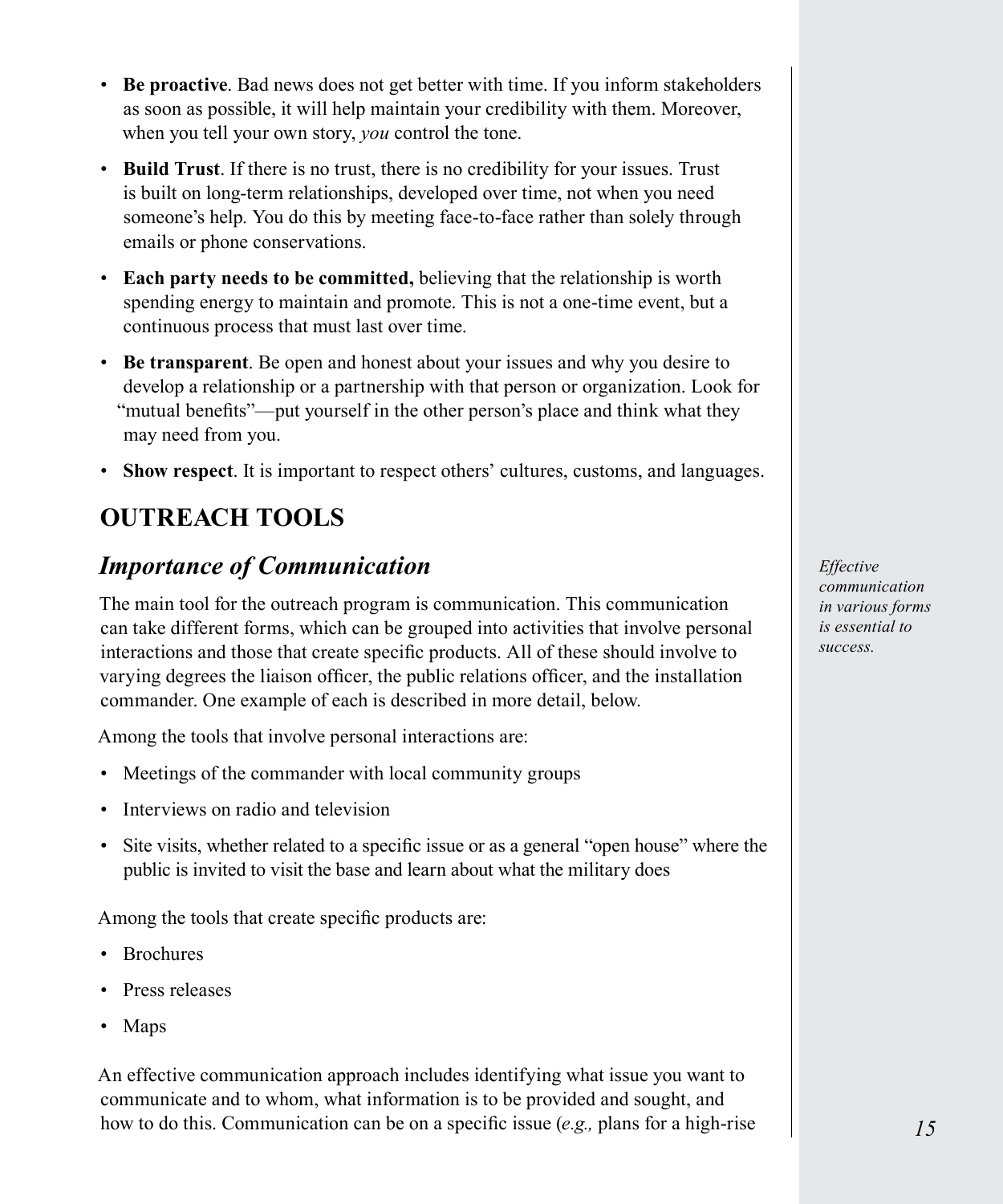- **Be proactive**. Bad news does not get better with time. If you inform stakeholders as soon as possible, it will help maintain your credibility with them. Moreover, when you tell your own story, *you* control the tone.
- **Build Trust**. If there is no trust, there is no credibility for your issues. Trust is built on long-term relationships, developed over time, not when you need someone's help. You do this by meeting face-to-face rather than solely through emails or phone conservations.
- **Each party needs to be committed,** believing that the relationship is worth spending energy to maintain and promote. This is not a one-time event, but a continuous process that must last over time.
- **Be transparent**. Be open and honest about your issues and why you desire to develop a relationship or a partnership with that person or organization. Look for "mutual benefits"—put yourself in the other person's place and think what they may need from you.
- **Show respect**. It is important to respect others' cultures, customs, and languages.

## OUTREACH TOOLS

### *Importance of Communication*

*Effective communication in various forms is essential to success.*

The main tool for the outreach program is communication. This communication can take different forms, which can be grouped into activities that involve personal interactions and those that create specific products. All of these should involve to varying degrees the liaison officer, the public relations officer, and the installation commander. One example of each is described in more detail, below.

Among the tools that involve personal interactions are:

- Meetings of the commander with local community groups
- Interviews on radio and television
- Site visits, whether related to a specific issue or as a general "open house" where the public is invited to visit the base and learn about what the military does

Among the tools that create specific products are:

- Brochures
- Press releases
- Maps

An effective communication approach includes identifying what issue you want to communicate and to whom, what information is to be provided and sought, and how to do this. Communication can be on a specific issue (*e.g.,* plans for a high-rise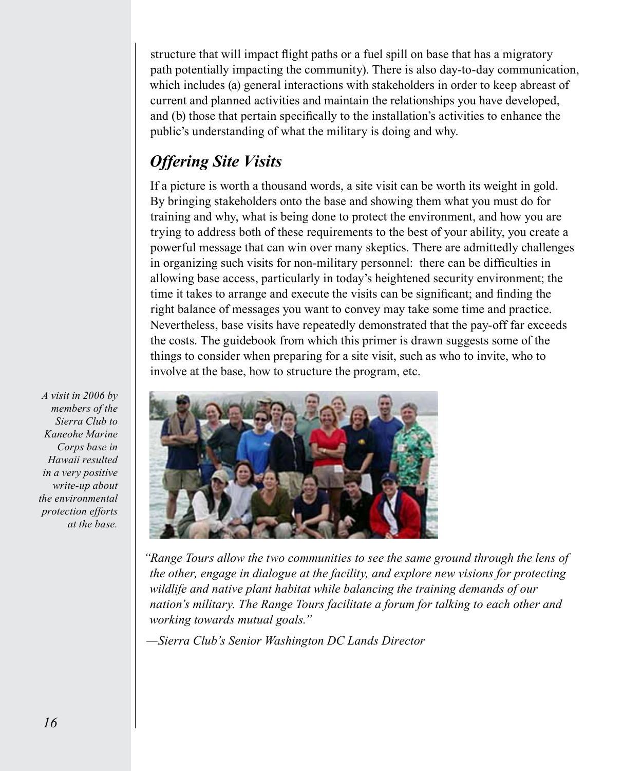structure that will impact flight paths or a fuel spill on base that has a migratory path potentially impacting the community). There is also day-to-day communication, which includes (a) general interactions with stakeholders in order to keep abreast of current and planned activities and maintain the relationships you have developed, and (b) those that pertain specifically to the installation's activities to enhance the public's understanding of what the military is doing and why.

## *Offering Site Visits*

If a picture is worth a thousand words, a site visit can be worth its weight in gold. By bringing stakeholders onto the base and showing them what you must do for training and why, what is being done to protect the environment, and how you are trying to address both of these requirements to the best of your ability, you create a powerful message that can win over many skeptics. There are admittedly challenges in organizing such visits for non-military personnel: there can be difficulties in allowing base access, particularly in today's heightened security environment; the time it takes to arrange and execute the visits can be significant; and finding the right balance of messages you want to convey may take some time and practice. Nevertheless, base visits have repeatedly demonstrated that the pay-off far exceeds the costs. The guidebook from which this primer is drawn suggests some of the things to consider when preparing for a site visit, such as who to invite, who to involve at the base, how to structure the program, etc.

*A visit in 2006 by members of the Sierra Club to Kaneohe Marine Corps base in Hawaii resulted in a very positive write-up about the environmental protection efforts at the base.*

*"Range Tours allow the two communities to see the same ground through the lens of the other, engage in dialogue at the facility, and explore new visions for protecting wildlife and native plant habitat while balancing the training demands of our nation's military. The Range Tours facilitate a forum for talking to each other and working towards mutual goals."*

*—Sierra Club's Senior Washington DC Lands Director*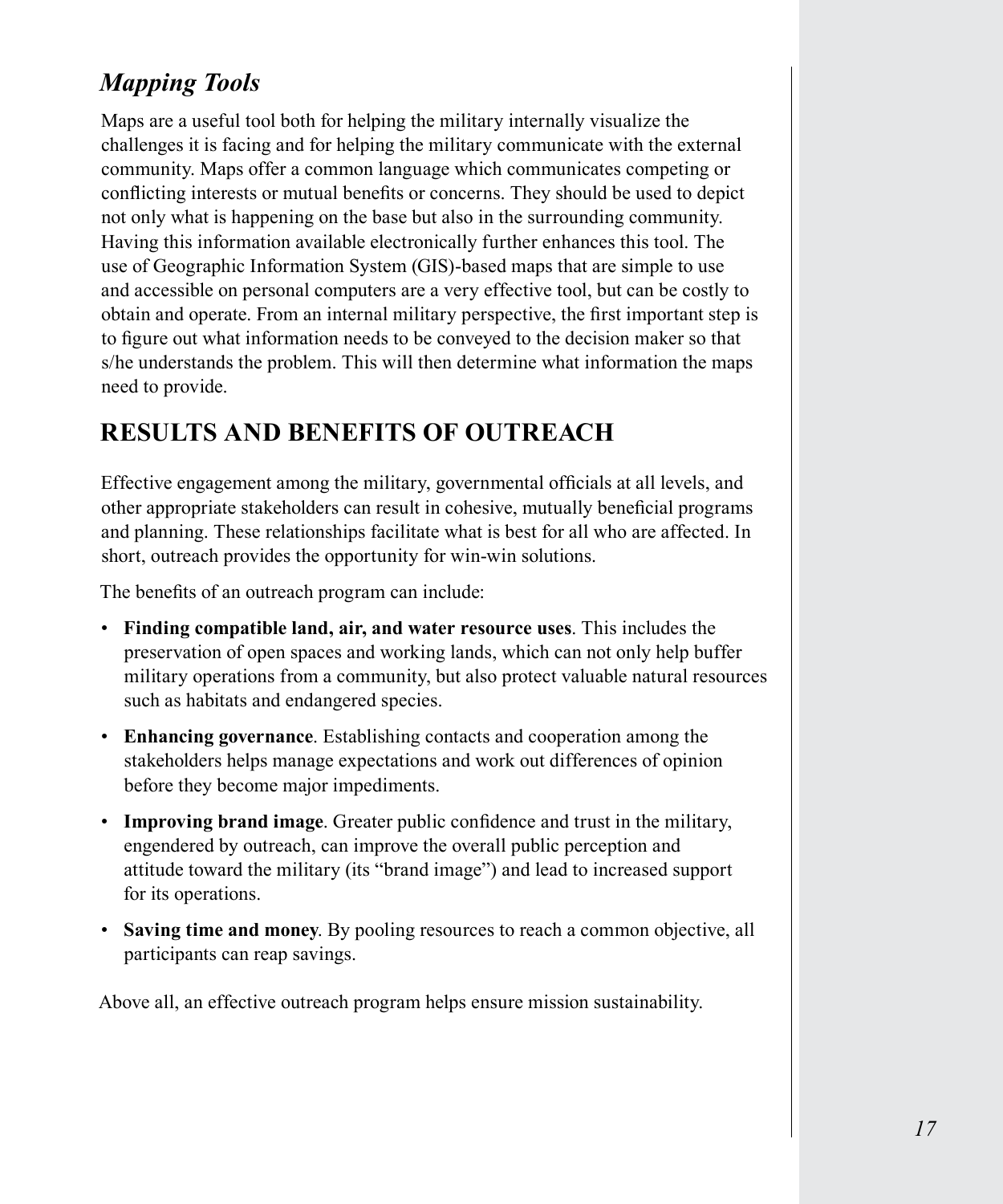### *Mapping Tools*

Maps are a useful tool both for helping the military internally visualize the challenges it is facing and for helping the military communicate with the external community. Maps offer a common language which communicates competing or conflicting interests or mutual benefits or concerns. They should be used to depict not only what is happening on the base but also in the surrounding community. Having this information available electronically further enhances this tool. The use of Geographic Information System (GIS)-based maps that are simple to use and accessible on personal computers are a very effective tool, but can be costly to obtain and operate. From an internal military perspective, the first important step is to figure out what information needs to be conveyed to the decision maker so that s/he understands the problem. This will then determine what information the maps need to provide.

## RESULTS AND BENEFITS OF OUTREACH

Effective engagement among the military, governmental officials at all levels, and other appropriate stakeholders can result in cohesive, mutually beneficial programs and planning. These relationships facilitate what is best for all who are affected. In short, outreach provides the opportunity for win-win solutions.

The benefits of an outreach program can include:

- **Finding compatible land, air, and water resource uses**. This includes the preservation of open spaces and working lands, which can not only help buffer military operations from a community, but also protect valuable natural resources such as habitats and endangered species.
- **Enhancing governance**. Establishing contacts and cooperation among the stakeholders helps manage expectations and work out differences of opinion before they become major impediments.
- **Improving brand image**. Greater public confidence and trust in the military, engendered by outreach, can improve the overall public perception and attitude toward the military (its "brand image") and lead to increased support for its operations.
- **Saving time and money**. By pooling resources to reach a common objective, all participants can reap savings.

Above all, an effective outreach program helps ensure mission sustainability.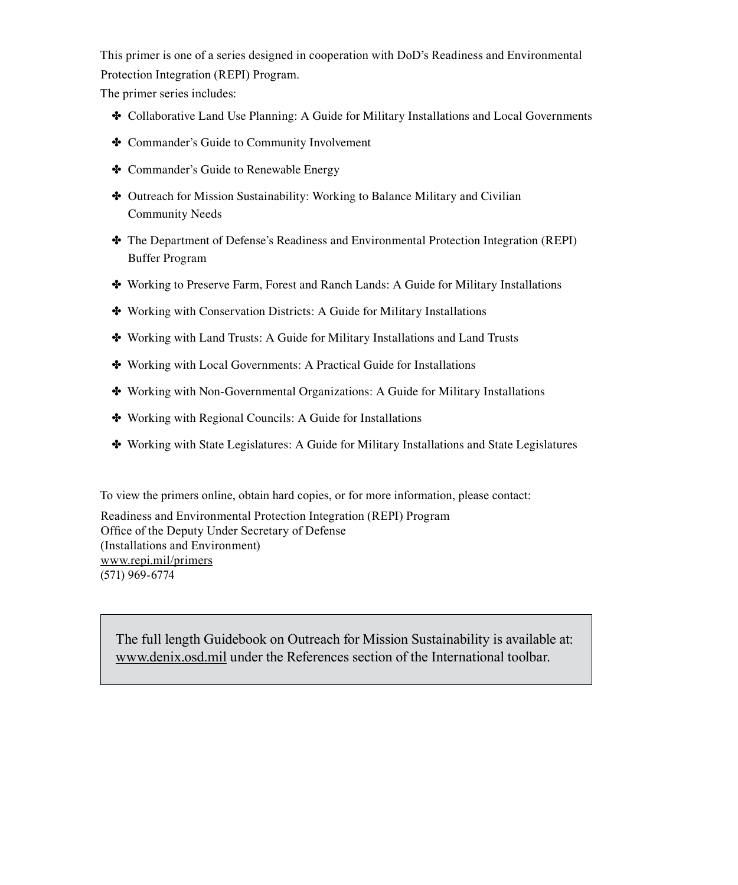This primer is one of a series designed in cooperation with DoD's Readiness and Environmental Protection Integration (REPI) Program.

The primer series includes:

- Collaborative Land Use Planning: A Guide for Military Installations and Local Governments
- Commander's Guide to Community Involvement
- Commander's Guide to Renewable Energy
- Outreach for Mission Sustainability: Working to Balance Military and Civilian Community Needs
- The Department of Defense's Readiness and Environmental Protection Integration (REPI) Buffer Program
- Working to Preserve Farm, Forest and Ranch Lands: A Guide for Military Installations
- Working with Conservation Districts: A Guide for Military Installations
- Working with Land Trusts: A Guide for Military Installations and Land Trusts
- Working with Local Governments: A Practical Guide for Installations
- Working with Non-Governmental Organizations: A Guide for Military Installations
- Working with Regional Councils: A Guide for Installations
- Working with State Legislatures: A Guide for Military Installations and State Legislatures

To view the primers online, obtain hard copies, or for more information, please contact:

Readiness and Environmental Protection Integration (REPI) Program
Office of the Deputy Under Secretary of Defense
(Installations and Environment)
www.repi.mil/primers
(571) 969-6774

> The full length Guidebook on Outreach for Mission Sustainability is available at: www.denix.osd.mil under the References section of the International toolbar.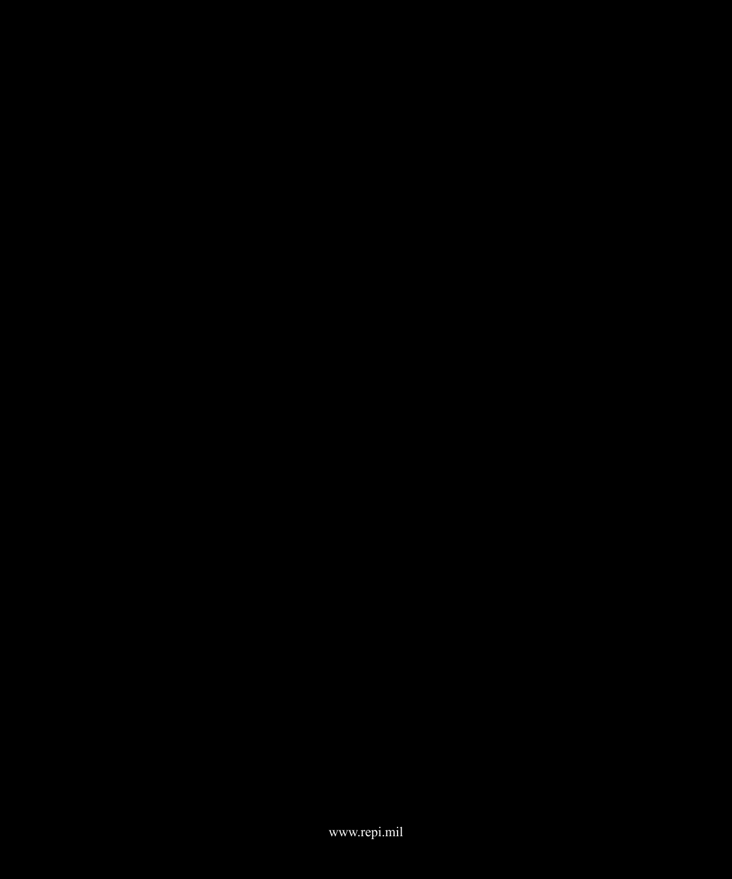www.repi.mil